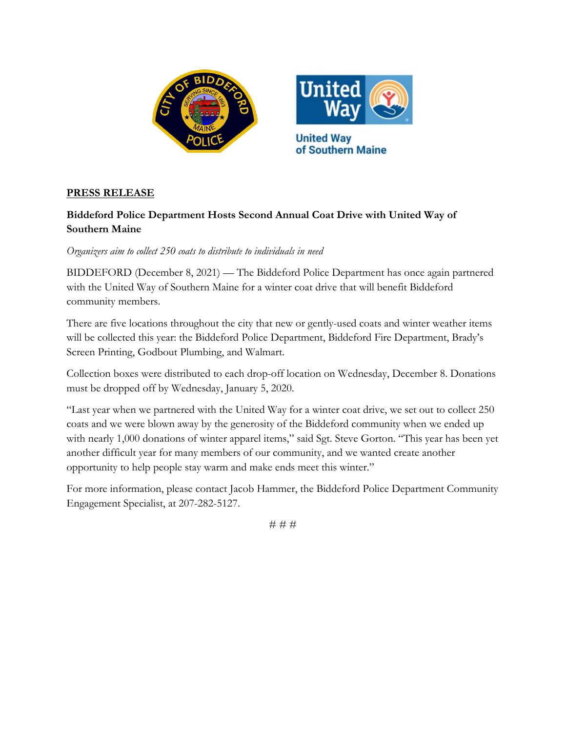**PRESS RELEASE**

**Biddeford Police Department Hosts Second Annual Coat Drive with United Way of Southern Maine**

*Organizers aim to collect 250 coats to distribute to individuals in need*

BIDDEFORD (December 8, 2021) — The Biddeford Police Department has once again partnered with the United Way of Southern Maine for a winter coat drive that will benefit Biddeford community members.

There are five locations throughout the city that new or gently-used coats and winter weather items will be collected this year: the Biddeford Police Department, Biddeford Fire Department, Brady's Screen Printing, Godbout Plumbing, and Walmart.

Collection boxes were distributed to each drop-off location on Wednesday, December 8. Donations must be dropped off by Wednesday, January 5, 2020.

"Last year when we partnered with the United Way for a winter coat drive, we set out to collect 250 coats and we were blown away by the generosity of the Biddeford community when we ended up with nearly 1,000 donations of winter apparel items," said Sgt. Steve Gorton. "This year has been yet another difficult year for many members of our community, and we wanted create another opportunity to help people stay warm and make ends meet this winter."

For more information, please contact Jacob Hammer, the Biddeford Police Department Community Engagement Specialist, at 207-282-5127.

# # #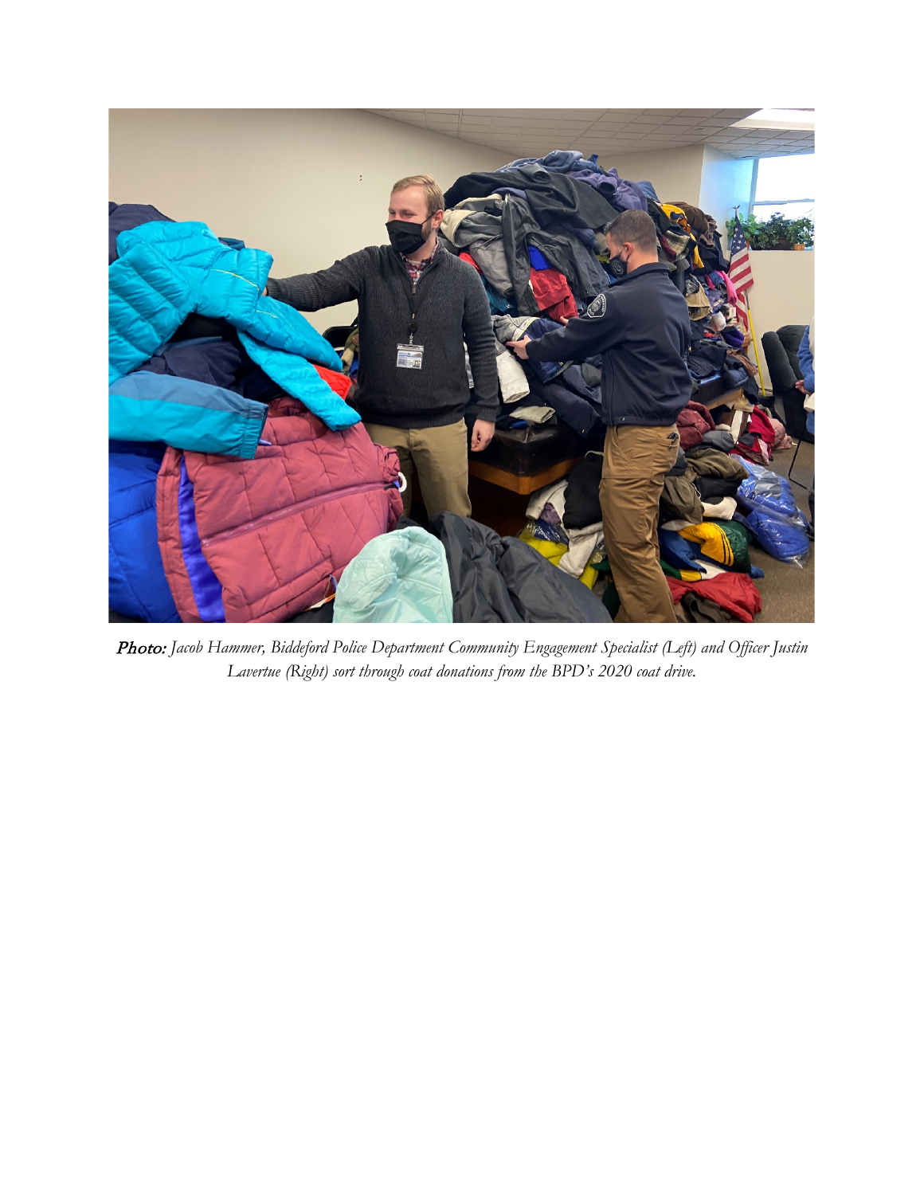**Photo:** *Jacob Hammer, Biddeford Police Department Community Engagement Specialist (Left) and Officer Justin Lavertue (Right) sort through coat donations from the BPD's 2020 coat drive.*